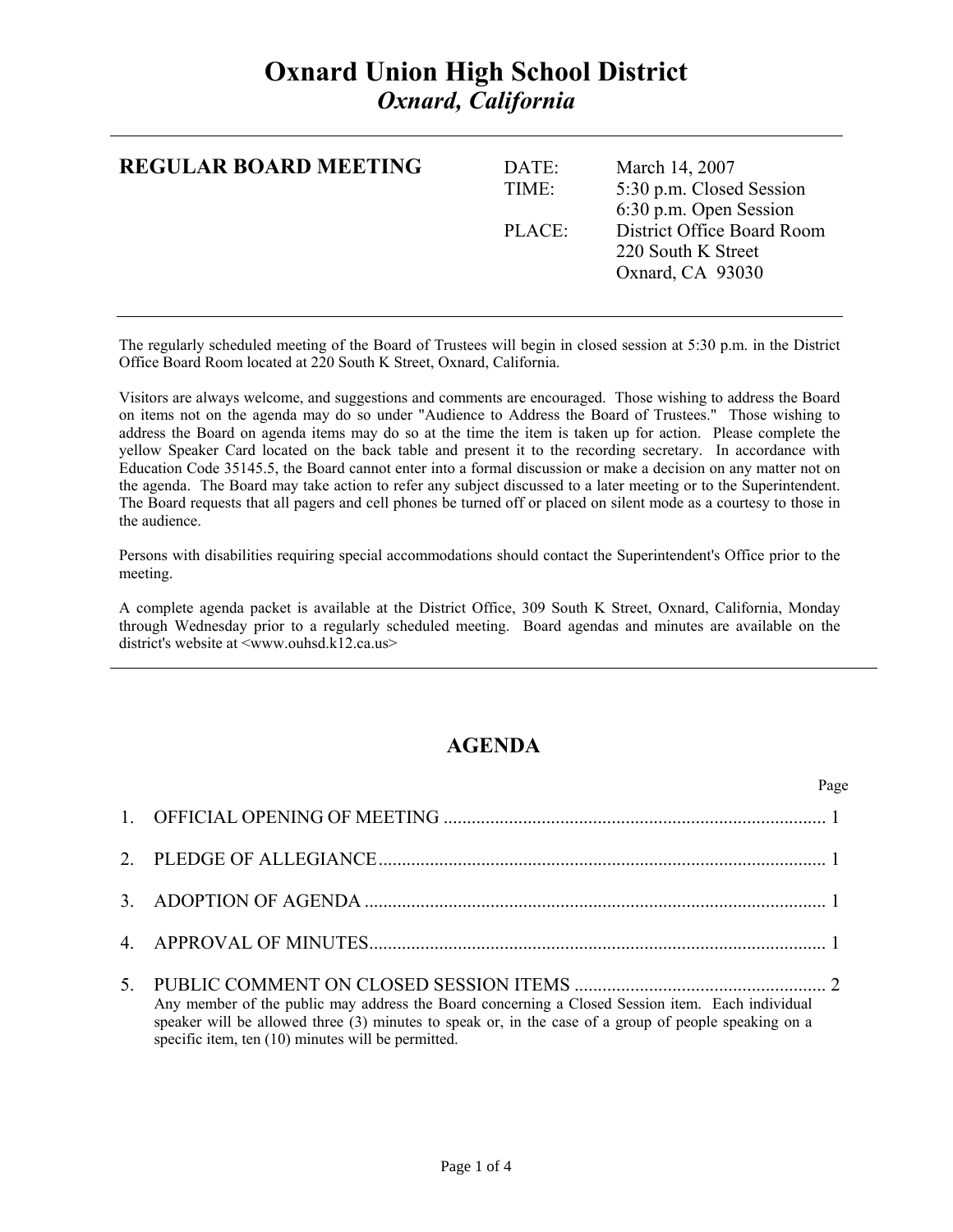# Oxnard Union High School District

*Oxnard, California*

---

**REGULAR BOARD MEETING**

DATE: March 14, 2007

TIME: 5:30 p.m. Closed Session
6:30 p.m. Open Session

PLACE: District Office Board Room
220 South K Street
Oxnard, CA 93030

---

The regularly scheduled meeting of the Board of Trustees will begin in closed session at 5:30 p.m. in the District Office Board Room located at 220 South K Street, Oxnard, California.

Visitors are always welcome, and suggestions and comments are encouraged. Those wishing to address the Board on items not on the agenda may do so under "Audience to Address the Board of Trustees." Those wishing to address the Board on agenda items may do so at the time the item is taken up for action. Please complete the yellow Speaker Card located on the back table and present it to the recording secretary. In accordance with Education Code 35145.5, the Board cannot enter into a formal discussion or make a decision on any matter not on the agenda. The Board may take action to refer any subject discussed to a later meeting or to the Superintendent. The Board requests that all pagers and cell phones be turned off or placed on silent mode as a courtesy to those in the audience.

Persons with disabilities requiring special accommodations should contact the Superintendent's Office prior to the meeting.

A complete agenda packet is available at the District Office, 309 South K Street, Oxnard, California, Monday through Wednesday prior to a regularly scheduled meeting. Board agendas and minutes are available on the district's website at <www.ouhsd.k12.ca.us>

---

## AGENDA

| | | Page |
|---|---|---|
| 1. | OFFICIAL OPENING OF MEETING | 1 |
| 2. | PLEDGE OF ALLEGIANCE | 1 |
| 3. | ADOPTION OF AGENDA | 1 |
| 4. | APPROVAL OF MINUTES | 1 |
| 5. | PUBLIC COMMENT ON CLOSED SESSION ITEMS | 2 |

Any member of the public may address the Board concerning a Closed Session item. Each individual speaker will be allowed three (3) minutes to speak or, in the case of a group of people speaking on a specific item, ten (10) minutes will be permitted.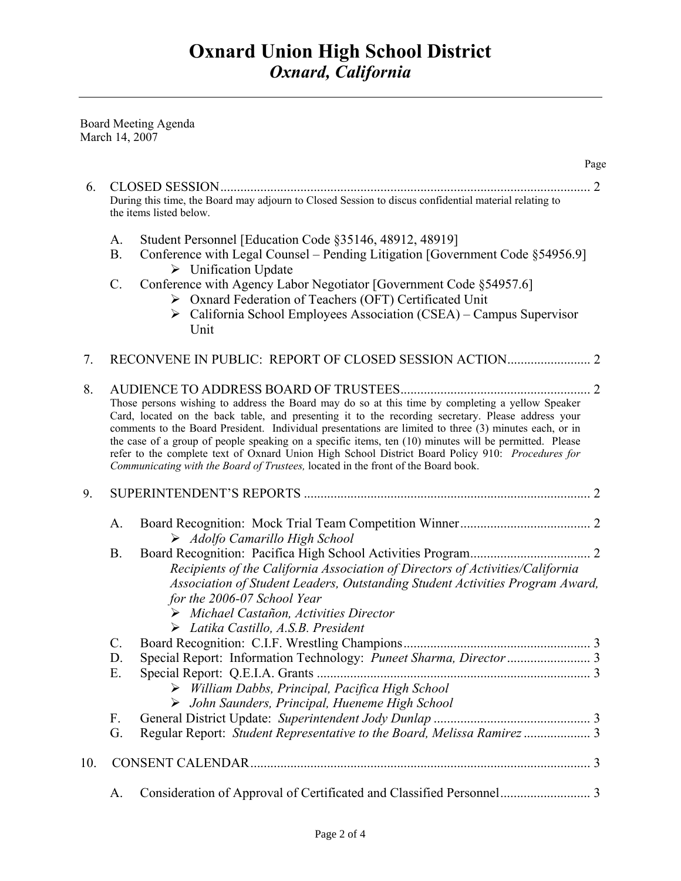# Oxnard Union High School District
## *Oxnard, California*

Board Meeting Agenda
March 14, 2007

Page

6. CLOSED SESSION .............................................................................................................. 2
   During this time, the Board may adjourn to Closed Session to discus confidential material relating to the items listed below.

   A. Student Personnel [Education Code §35146, 48912, 48919]
   B. Conference with Legal Counsel – Pending Litigation [Government Code §54956.9]
      - Unification Update
   C. Conference with Agency Labor Negotiator [Government Code §54957.6]
      - Oxnard Federation of Teachers (OFT) Certificated Unit
      - California School Employees Association (CSEA) – Campus Supervisor Unit

7. RECONVENE IN PUBLIC: REPORT OF CLOSED SESSION ACTION......................... 2

8. AUDIENCE TO ADDRESS BOARD OF TRUSTEES......................................................... 2
   Those persons wishing to address the Board may do so at this time by completing a yellow Speaker Card, located on the back table, and presenting it to the recording secretary. Please address your comments to the Board President. Individual presentations are limited to three (3) minutes each, or in the case of a group of people speaking on a specific items, ten (10) minutes will be permitted. Please refer to the complete text of Oxnard Union High School District Board Policy 910: *Procedures for Communicating with the Board of Trustees,* located in the front of the Board book.

9. SUPERINTENDENT'S REPORTS ...................................................................................... 2

   A. Board Recognition: Mock Trial Team Competition Winner....................................... 2
      - *Adolfo Camarillo High School*
   B. Board Recognition: Pacifica High School Activities Program.................................... 2
      *Recipients of the California Association of Directors of Activities/California Association of Student Leaders, Outstanding Student Activities Program Award, for the 2006-07 School Year*
      - *Michael Castañon, Activities Director*
      - *Latika Castillo, A.S.B. President*
   C. Board Recognition: C.I.F. Wrestling Champions........................................................ 3
   D. Special Report: Information Technology: *Puneet Sharma, Director* ......................... 3
   E. Special Report: Q.E.I.A. Grants .................................................................................. 3
      - *William Dabbs, Principal, Pacifica High School*
      - *John Saunders, Principal, Hueneme High School*
   F. General District Update: *Superintendent Jody Dunlap* ............................................... 3
   G. Regular Report: *Student Representative to the Board, Melissa Ramirez* .................... 3

10. CONSENT CALENDAR..................................................................................................... 3

    A. Consideration of Approval of Certificated and Classified Personnel........................... 3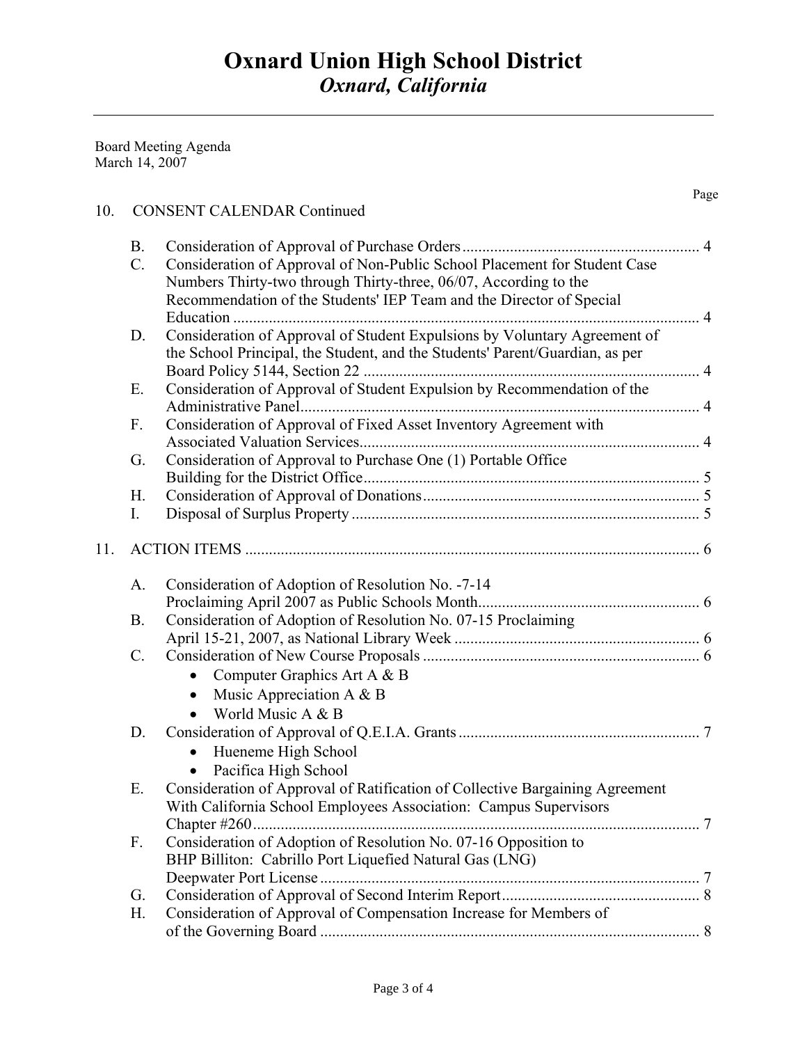# Oxnard Union High School District
## *Oxnard, California*

Board Meeting Agenda
March 14, 2007

Page

10. CONSENT CALENDAR Continued

   B. Consideration of Approval of Purchase Orders ........................................................ 4
   C. Consideration of Approval of Non-Public School Placement for Student Case Numbers Thirty-two through Thirty-three, 06/07, According to the Recommendation of the Students' IEP Team and the Director of Special Education ........................................................ 4
   D. Consideration of Approval of Student Expulsions by Voluntary Agreement of the School Principal, the Student, and the Students' Parent/Guardian, as per Board Policy 5144, Section 22 ........................................................ 4
   E. Consideration of Approval of Student Expulsion by Recommendation of the Administrative Panel ........................................................ 4
   F. Consideration of Approval of Fixed Asset Inventory Agreement with Associated Valuation Services ........................................................ 4
   G. Consideration of Approval to Purchase One (1) Portable Office Building for the District Office ........................................................ 5
   H. Consideration of Approval of Donations ........................................................ 5
   I. Disposal of Surplus Property ........................................................ 5

11. ACTION ITEMS ........................................................ 6

   A. Consideration of Adoption of Resolution No. -7-14 Proclaiming April 2007 as Public Schools Month ........................................................ 6
   B. Consideration of Adoption of Resolution No. 07-15 Proclaiming April 15-21, 2007, as National Library Week ........................................................ 6
   C. Consideration of New Course Proposals ........................................................ 6
      - Computer Graphics Art A & B
      - Music Appreciation A & B
      - World Music A & B
   D. Consideration of Approval of Q.E.I.A. Grants ........................................................ 7
      - Hueneme High School
      - Pacifica High School
   E. Consideration of Approval of Ratification of Collective Bargaining Agreement With California School Employees Association: Campus Supervisors Chapter #260 ........................................................ 7
   F. Consideration of Adoption of Resolution No. 07-16 Opposition to BHP Billiton: Cabrillo Port Liquefied Natural Gas (LNG) Deepwater Port License ........................................................ 7
   G. Consideration of Approval of Second Interim Report ........................................................ 8
   H. Consideration of Approval of Compensation Increase for Members of of the Governing Board ........................................................ 8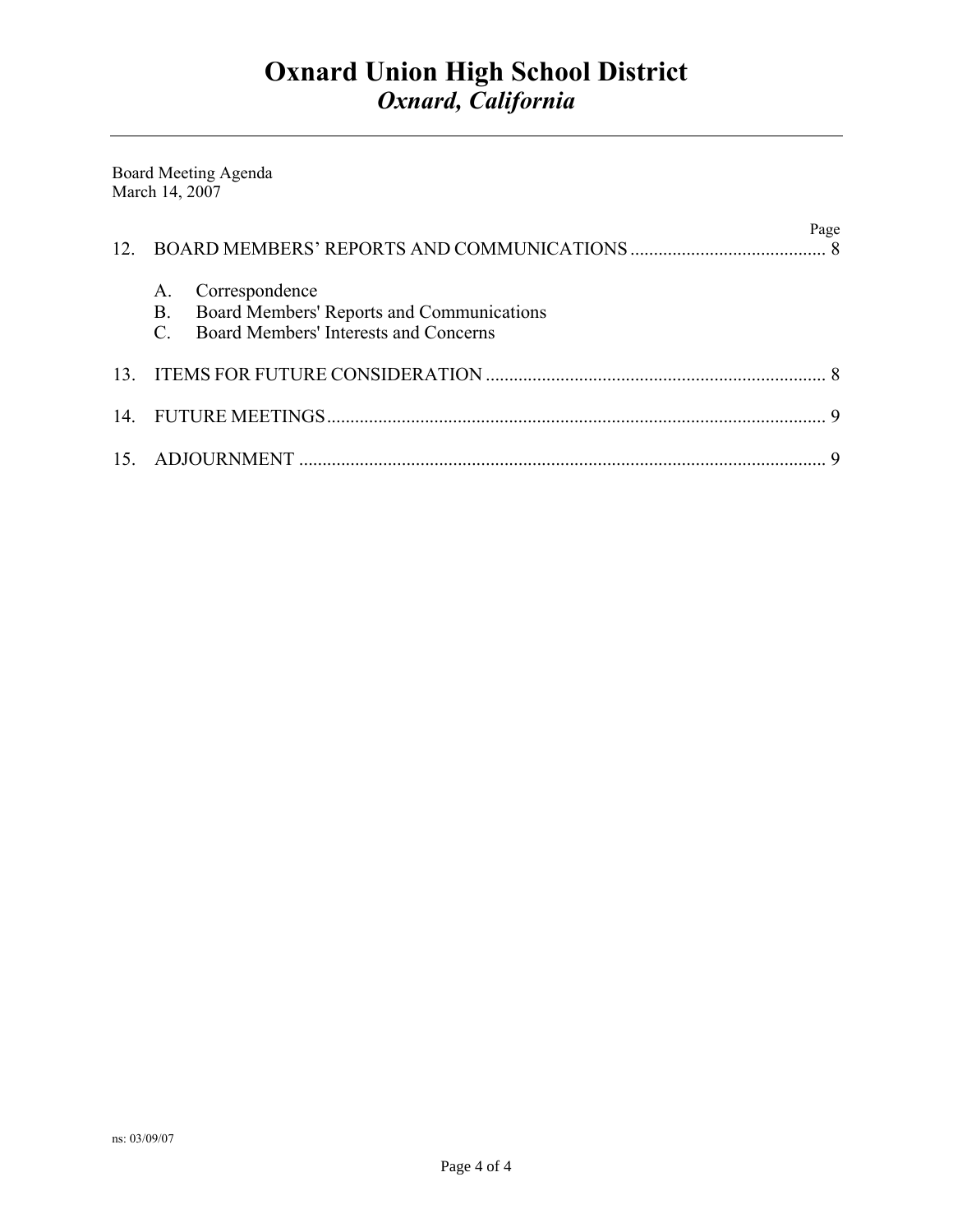# Oxnard Union High School District

## *Oxnard, California*

---

Board Meeting Agenda
March 14, 2007

| | | Page |
|---|---|---|
| 12. | BOARD MEMBERS' REPORTS AND COMMUNICATIONS | 8 |
| | A. Correspondence | |
| | B. Board Members' Reports and Communications | |
| | C. Board Members' Interests and Concerns | |
| 13. | ITEMS FOR FUTURE CONSIDERATION | 8 |
| 14. | FUTURE MEETINGS | 9 |
| 15. | ADJOURNMENT | 9 |

ns: 03/09/07